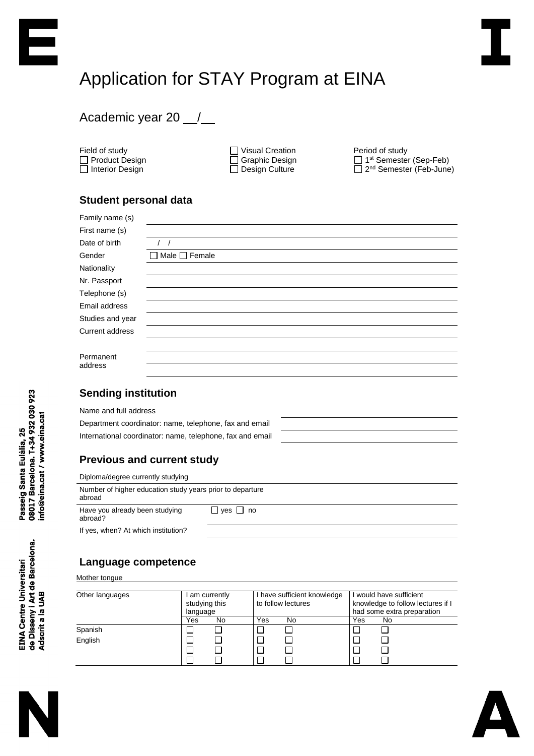# Application for STAY Program at EINA

Academic year 20 __/__

Field of study
- ☐ Product Design
- ☐ Interior Design
- ☐ Visual Creation
- ☐ Graphic Design
- ☐ Design Culture

Period of study
- ☐ 1st Semester (Sep-Feb)
- ☐ 2nd Semester (Feb-June)

## Student personal data

| | |
|---|---|
| Family name (s) | |
| First name (s) | |
| Date of birth | / / |
| Gender | ☐ Male ☐ Female |
| Nationality | |
| Nr. Passport | |
| Telephone (s) | |
| Email address | |
| Studies and year | |
| Current address | |
| Permanent address | |

## Sending institution

| | |
|---|---|
| Name and full address | |
| Department coordinator: name, telephone, fax and email | |
| International coordinator: name, telephone, fax and email | |

## Previous and current study

| | |
|---|---|
| Diploma/degree currently studying | |
| Number of higher education study years prior to departure abroad | |
| Have you already been studying abroad? | ☐ yes ☐ no |
| If yes, when? At which institution? | |

## Language competence

Mother tongue

| Other languages | I am currently studying this language | | I have sufficient knowledge to follow lectures | | I would have sufficient knowledge to follow lectures if I had some extra preparation | |
|---|---|---|---|---|---|---|
| | Yes | No | Yes | No | Yes | No |
| Spanish | ☐ | ☐ | ☐ | ☐ | ☐ | ☐ |
| English | ☐ | ☐ | ☐ | ☐ | ☐ | ☐ |
| | ☐ | ☐ | ☐ | ☐ | ☐ | ☐ |
| | ☐ | ☐ | ☐ | ☐ | ☐ | ☐ |

EINA Centre Universitari de Disseny i Art de Barcelona. Adscrit a la UAB

Passeig Santa Eulàlia, 25
08017 Barcelona. T+34 932 030 923
info@eina.cat / www.eina.cat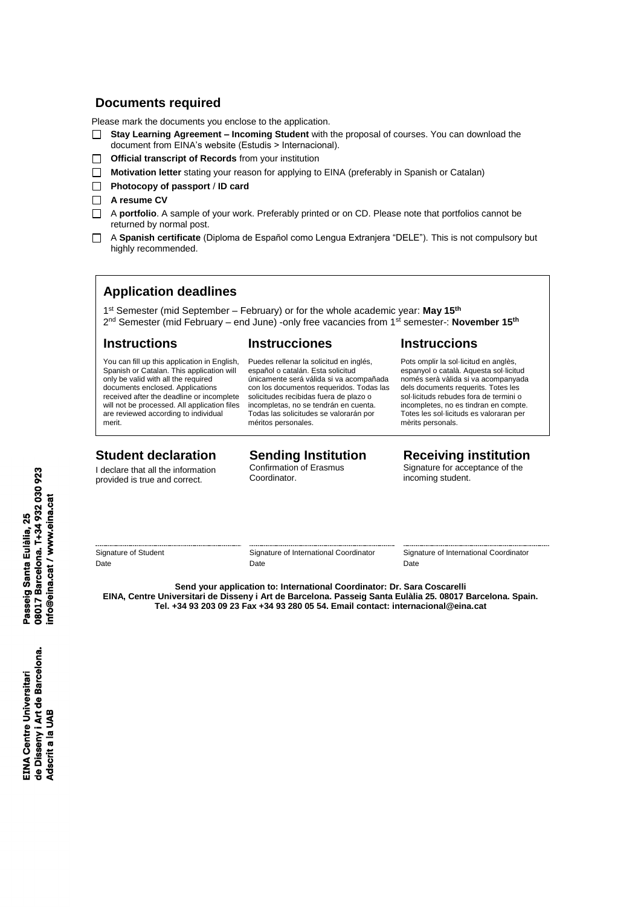## Documents required

Please mark the documents you enclose to the application.

- ☐ **Stay Learning Agreement – Incoming Student** with the proposal of courses. You can download the document from EINA's website (Estudis > Internacional).
- ☐ **Official transcript of Records** from your institution
- ☐ **Motivation letter** stating your reason for applying to EINA (preferably in Spanish or Catalan)
- ☐ **Photocopy of passport** / **ID card**
- ☐ **A resume CV**
- ☐ A **portfolio**. A sample of your work. Preferably printed or on CD. Please note that portfolios cannot be returned by normal post.
- ☐ A **Spanish certificate** (Diploma de Español como Lengua Extranjera "DELE"). This is not compulsory but highly recommended.

## Application deadlines

1st Semester (mid September – February) or for the whole academic year: **May 15th**
2nd Semester (mid February – end June) -only free vacancies from 1st semester-: **November 15th**

### Instructions

You can fill up this application in English, Spanish or Catalan. This application will only be valid with all the required documents enclosed. Applications received after the deadline or incomplete will not be processed. All application files are reviewed according to individual merit.

### Instrucciones

Puedes rellenar la solicitud en inglés, español o catalán. Esta solicitud únicamente será válida si va acompañada con los documentos requeridos. Todas las solicitudes recibidas fuera de plazo o incompletas, no se tendrán en cuenta. Todas las solicitudes se valorarán por méritos personales.

### Instruccions

Pots omplir la sol·licitud en anglès, espanyol o català. Aquesta sol·licitud només serà vàlida si va acompanyada dels documents requerits. Totes les sol·licituds rebudes fora de termini o incompletes, no es tindran en compte. Totes les sol·licituds es valoraran per mèrits personals.

## Student declaration

I declare that all the information provided is true and correct.

Signature of Student

Date

## Sending Institution

Confirmation of Erasmus Coordinator.

Signature of International Coordinator

Date

## Receiving institution

Signature for acceptance of the incoming student.

Signature of International Coordinator

Date

**Send your application to: International Coordinator: Dr. Sara Coscarelli**
**EINA, Centre Universitari de Disseny i Art de Barcelona. Passeig Santa Eulàlia 25. 08017 Barcelona. Spain.**
**Tel. +34 93 203 09 23 Fax +34 93 280 05 54. Email contact: internacional@eina.cat**

**EINA Centre Universitari de Disseny i Art de Barcelona. Adscrit a la UAB**

**Passeig Santa Eulàlia, 25 08017 Barcelona. T+34 932 030 923 info@eina.cat / www.eina.cat**